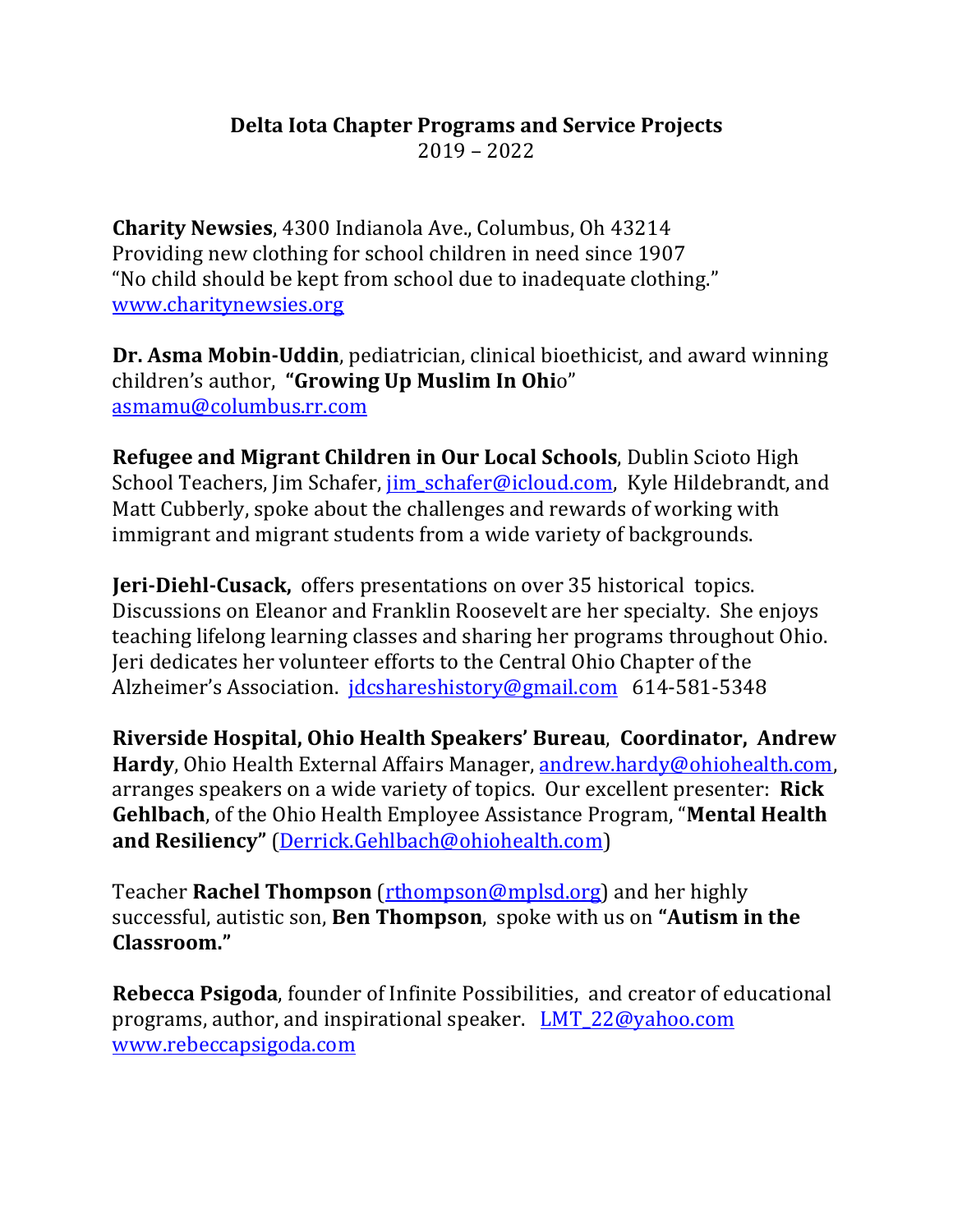# Delta Iota Chapter Programs and Service Projects

2019 – 2022

**Charity Newsies**, 4300 Indianola Ave., Columbus, Oh 43214
Providing new clothing for school children in need since 1907
"No child should be kept from school due to inadequate clothing."
www.charitynewsies.org

**Dr. Asma Mobin-Uddin**, pediatrician, clinical bioethicist, and award winning children's author, **"Growing Up Muslim In Ohi**o"
asmamu@columbus.rr.com

**Refugee and Migrant Children in Our Local Schools**, Dublin Scioto High School Teachers, Jim Schafer, jim_schafer@icloud.com, Kyle Hildebrandt, and Matt Cubberly, spoke about the challenges and rewards of working with immigrant and migrant students from a wide variety of backgrounds.

**Jeri-Diehl-Cusack,** offers presentations on over 35 historical topics. Discussions on Eleanor and Franklin Roosevelt are her specialty. She enjoys teaching lifelong learning classes and sharing her programs throughout Ohio. Jeri dedicates her volunteer efforts to the Central Ohio Chapter of the Alzheimer's Association. jdcshareshistory@gmail.com 614-581-5348

**Riverside Hospital, Ohio Health Speakers' Bureau**, **Coordinator, Andrew Hardy**, Ohio Health External Affairs Manager, andrew.hardy@ohiohealth.com, arranges speakers on a wide variety of topics. Our excellent presenter: **Rick Gehlbach**, of the Ohio Health Employee Assistance Program, "**Mental Health and Resiliency"** (Derrick.Gehlbach@ohiohealth.com)

Teacher **Rachel Thompson** (rthompson@mplsd.org) and her highly successful, autistic son, **Ben Thompson**, spoke with us on **"Autism in the Classroom."**

**Rebecca Psigoda**, founder of Infinite Possibilities, and creator of educational programs, author, and inspirational speaker. LMT_22@yahoo.com
www.rebeccapsigoda.com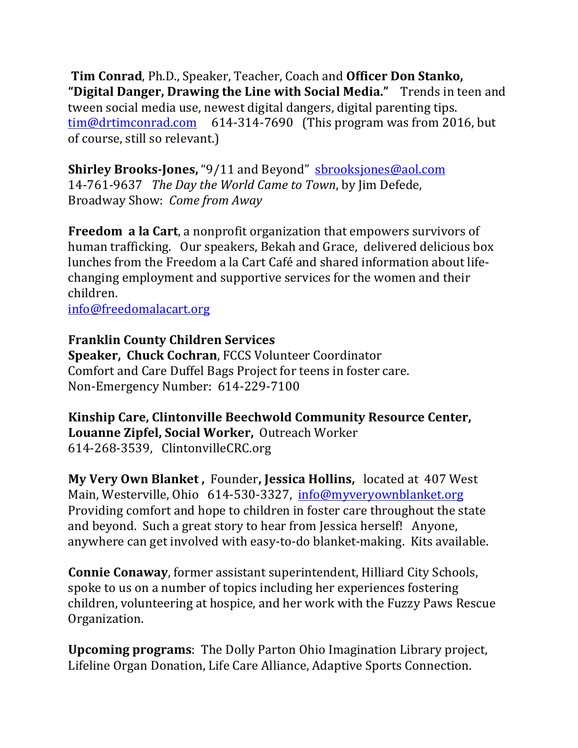**Tim Conrad**, Ph.D., Speaker, Teacher, Coach and **Officer Don Stanko, "Digital Danger, Drawing the Line with Social Media."** Trends in teen and tween social media use, newest digital dangers, digital parenting tips. tim@drtimconrad.com 614-314-7690 (This program was from 2016, but of course, still so relevant.)

**Shirley Brooks-Jones,** "9/11 and Beyond" sbrooksjones@aol.com 14-761-9637 *The Day the World Came to Town*, by Jim Defede, Broadway Show: *Come from Away*

**Freedom a la Cart**, a nonprofit organization that empowers survivors of human trafficking. Our speakers, Bekah and Grace, delivered delicious box lunches from the Freedom a la Cart Café and shared information about life-changing employment and supportive services for the women and their children.
info@freedomalacart.org

**Franklin County Children Services**
**Speaker, Chuck Cochran**, FCCS Volunteer Coordinator
Comfort and Care Duffel Bags Project for teens in foster care.
Non-Emergency Number: 614-229-7100

**Kinship Care, Clintonville Beechwold Community Resource Center, Louanne Zipfel, Social Worker,** Outreach Worker
614-268-3539, ClintonvilleCRC.org

**My Very Own Blanket ,** Founder**, Jessica Hollins,** located at 407 West Main, Westerville, Ohio 614-530-3327, info@myveryownblanket.org Providing comfort and hope to children in foster care throughout the state and beyond. Such a great story to hear from Jessica herself! Anyone, anywhere can get involved with easy-to-do blanket-making. Kits available.

**Connie Conaway**, former assistant superintendent, Hilliard City Schools, spoke to us on a number of topics including her experiences fostering children, volunteering at hospice, and her work with the Fuzzy Paws Rescue Organization.

**Upcoming programs**: The Dolly Parton Ohio Imagination Library project, Lifeline Organ Donation, Life Care Alliance, Adaptive Sports Connection.